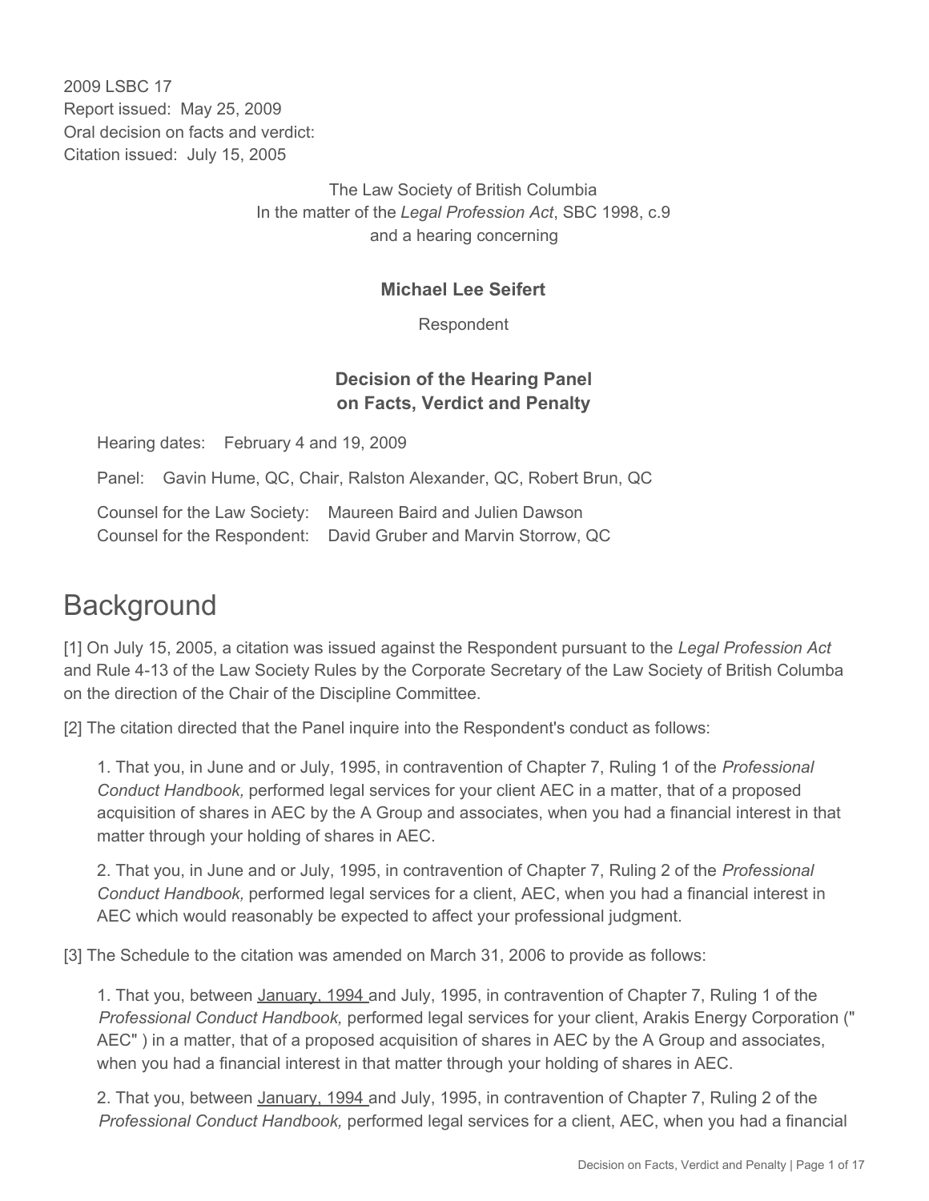2009 LSBC 17
Report issued: May 25, 2009
Oral decision on facts and verdict:
Citation issued: July 15, 2005

The Law Society of British Columbia
In the matter of the *Legal Profession Act*, SBC 1998, c.9
and a hearing concerning

**Michael Lee Seifert**

Respondent

**Decision of the Hearing Panel**
**on Facts, Verdict and Penalty**

Hearing dates: February 4 and 19, 2009

Panel: Gavin Hume, QC, Chair, Ralston Alexander, QC, Robert Brun, QC

Counsel for the Law Society: Maureen Baird and Julien Dawson
Counsel for the Respondent: David Gruber and Marvin Storrow, QC

# Background

[1] On July 15, 2005, a citation was issued against the Respondent pursuant to the *Legal Profession Act* and Rule 4-13 of the Law Society Rules by the Corporate Secretary of the Law Society of British Columbia on the direction of the Chair of the Discipline Committee.

[2] The citation directed that the Panel inquire into the Respondent's conduct as follows:

> 1. That you, in June and or July, 1995, in contravention of Chapter 7, Ruling 1 of the *Professional Conduct Handbook,* performed legal services for your client AEC in a matter, that of a proposed acquisition of shares in AEC by the A Group and associates, when you had a financial interest in that matter through your holding of shares in AEC.
>
> 2. That you, in June and or July, 1995, in contravention of Chapter 7, Ruling 2 of the *Professional Conduct Handbook,* performed legal services for a client, AEC, when you had a financial interest in AEC which would reasonably be expected to affect your professional judgment.

[3] The Schedule to the citation was amended on March 31, 2006 to provide as follows:

> 1. That you, between January, 1994 and July, 1995, in contravention of Chapter 7, Ruling 1 of the *Professional Conduct Handbook,* performed legal services for your client, Arakis Energy Corporation (" AEC" ) in a matter, that of a proposed acquisition of shares in AEC by the A Group and associates, when you had a financial interest in that matter through your holding of shares in AEC.
>
> 2. That you, between January, 1994 and July, 1995, in contravention of Chapter 7, Ruling 2 of the *Professional Conduct Handbook,* performed legal services for a client, AEC, when you had a financial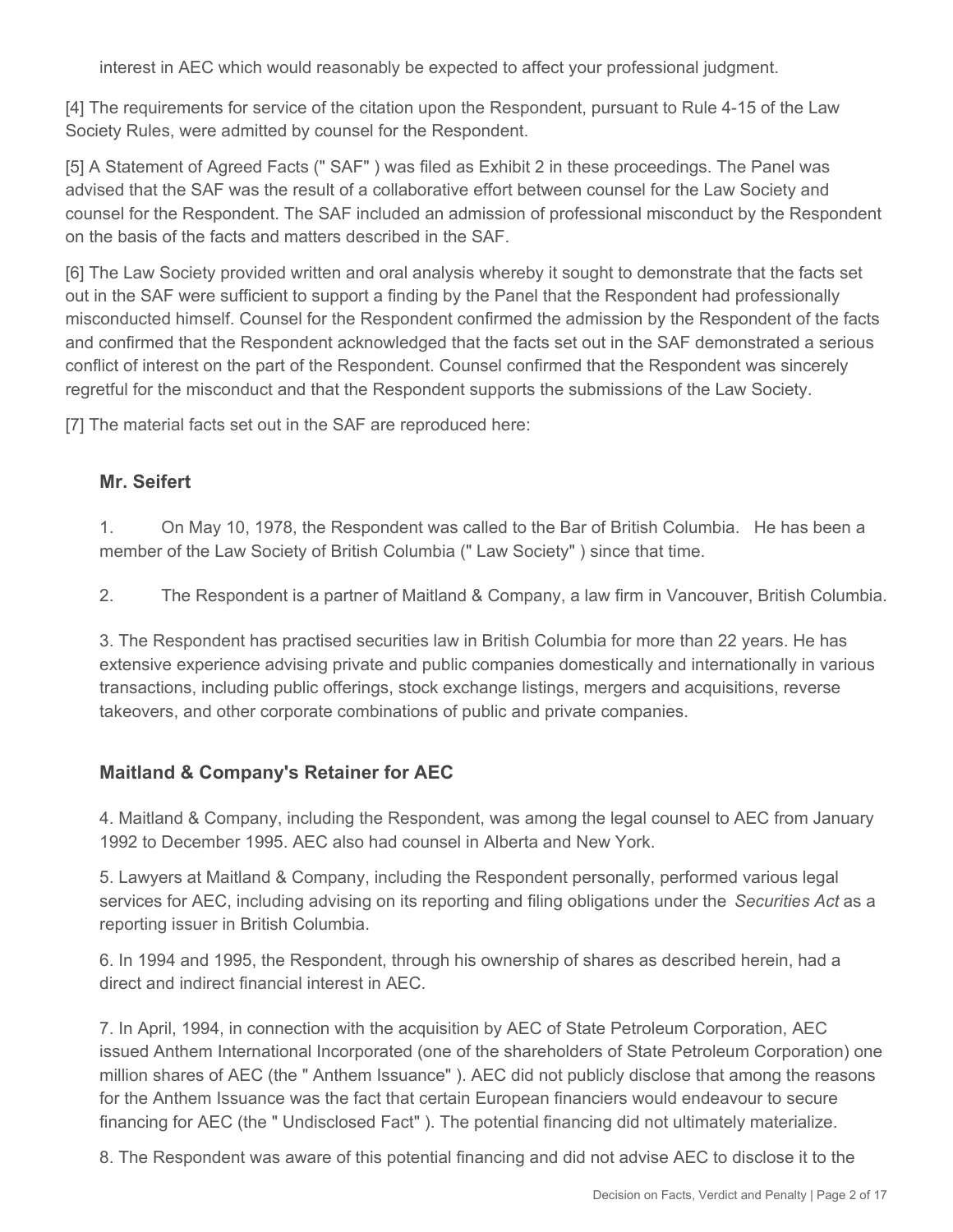interest in AEC which would reasonably be expected to affect your professional judgment.

[4] The requirements for service of the citation upon the Respondent, pursuant to Rule 4-15 of the Law Society Rules, were admitted by counsel for the Respondent.

[5] A Statement of Agreed Facts (" SAF" ) was filed as Exhibit 2 in these proceedings. The Panel was advised that the SAF was the result of a collaborative effort between counsel for the Law Society and counsel for the Respondent. The SAF included an admission of professional misconduct by the Respondent on the basis of the facts and matters described in the SAF.

[6] The Law Society provided written and oral analysis whereby it sought to demonstrate that the facts set out in the SAF were sufficient to support a finding by the Panel that the Respondent had professionally misconducted himself. Counsel for the Respondent confirmed the admission by the Respondent of the facts and confirmed that the Respondent acknowledged that the facts set out in the SAF demonstrated a serious conflict of interest on the part of the Respondent. Counsel confirmed that the Respondent was sincerely regretful for the misconduct and that the Respondent supports the submissions of the Law Society.

[7] The material facts set out in the SAF are reproduced here:

### Mr. Seifert

1. On May 10, 1978, the Respondent was called to the Bar of British Columbia. He has been a member of the Law Society of British Columbia (" Law Society" ) since that time.

2. The Respondent is a partner of Maitland & Company, a law firm in Vancouver, British Columbia.

3. The Respondent has practised securities law in British Columbia for more than 22 years. He has extensive experience advising private and public companies domestically and internationally in various transactions, including public offerings, stock exchange listings, mergers and acquisitions, reverse takeovers, and other corporate combinations of public and private companies.

### Maitland & Company's Retainer for AEC

4. Maitland & Company, including the Respondent, was among the legal counsel to AEC from January 1992 to December 1995. AEC also had counsel in Alberta and New York.

5. Lawyers at Maitland & Company, including the Respondent personally, performed various legal services for AEC, including advising on its reporting and filing obligations under the *Securities Act* as a reporting issuer in British Columbia.

6. In 1994 and 1995, the Respondent, through his ownership of shares as described herein, had a direct and indirect financial interest in AEC.

7. In April, 1994, in connection with the acquisition by AEC of State Petroleum Corporation, AEC issued Anthem International Incorporated (one of the shareholders of State Petroleum Corporation) one million shares of AEC (the " Anthem Issuance" ). AEC did not publicly disclose that among the reasons for the Anthem Issuance was the fact that certain European financiers would endeavour to secure financing for AEC (the " Undisclosed Fact" ). The potential financing did not ultimately materialize.

8. The Respondent was aware of this potential financing and did not advise AEC to disclose it to the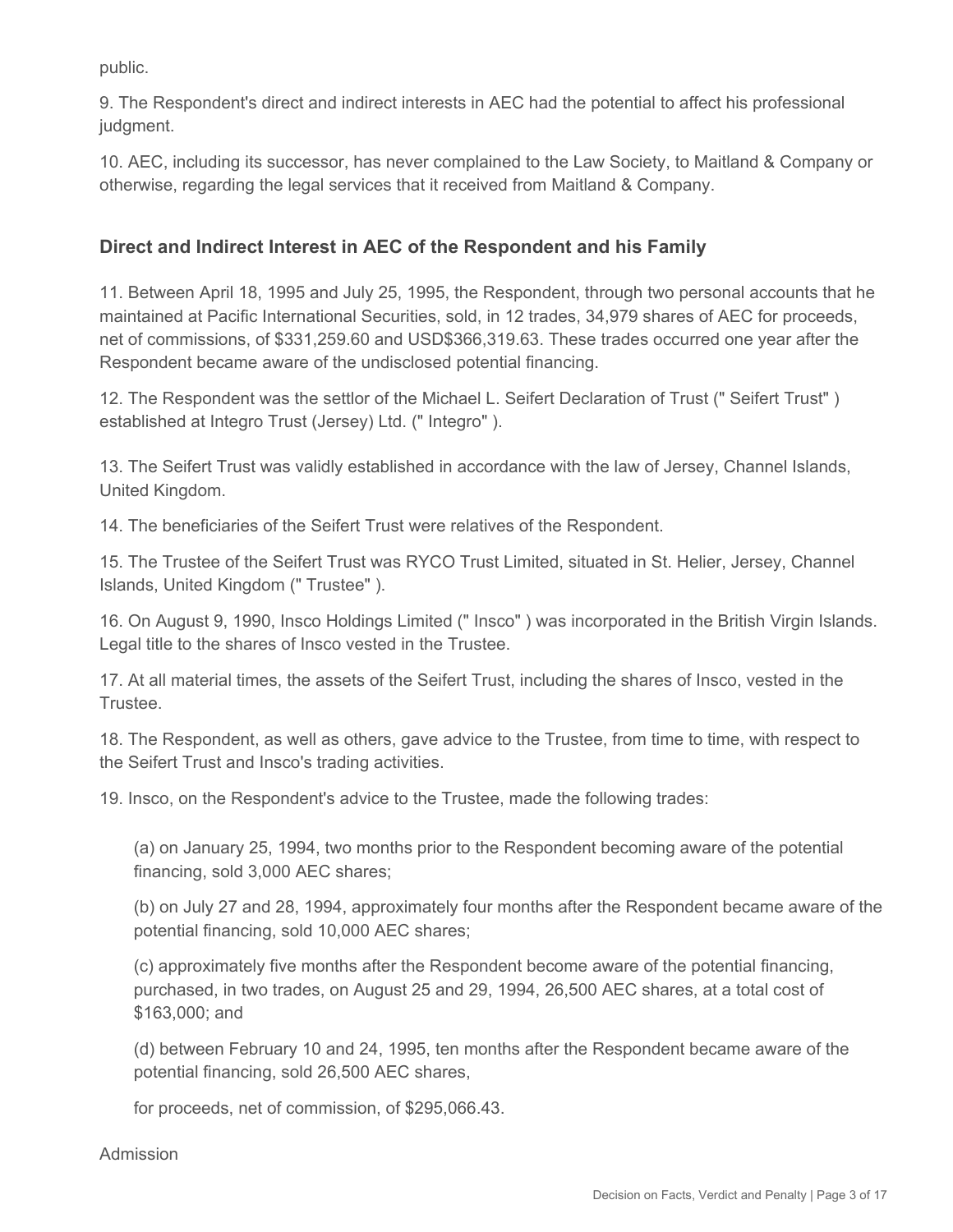public.

9. The Respondent's direct and indirect interests in AEC had the potential to affect his professional judgment.

10. AEC, including its successor, has never complained to the Law Society, to Maitland & Company or otherwise, regarding the legal services that it received from Maitland & Company.

## Direct and Indirect Interest in AEC of the Respondent and his Family

11. Between April 18, 1995 and July 25, 1995, the Respondent, through two personal accounts that he maintained at Pacific International Securities, sold, in 12 trades, 34,979 shares of AEC for proceeds, net of commissions, of $331,259.60 and USD$366,319.63. These trades occurred one year after the Respondent became aware of the undisclosed potential financing.

12. The Respondent was the settlor of the Michael L. Seifert Declaration of Trust (" Seifert Trust" ) established at Integro Trust (Jersey) Ltd. (" Integro" ).

13. The Seifert Trust was validly established in accordance with the law of Jersey, Channel Islands, United Kingdom.

14. The beneficiaries of the Seifert Trust were relatives of the Respondent.

15. The Trustee of the Seifert Trust was RYCO Trust Limited, situated in St. Helier, Jersey, Channel Islands, United Kingdom (" Trustee" ).

16. On August 9, 1990, Insco Holdings Limited (" Insco" ) was incorporated in the British Virgin Islands. Legal title to the shares of Insco vested in the Trustee.

17. At all material times, the assets of the Seifert Trust, including the shares of Insco, vested in the Trustee.

18. The Respondent, as well as others, gave advice to the Trustee, from time to time, with respect to the Seifert Trust and Insco's trading activities.

19. Insco, on the Respondent's advice to the Trustee, made the following trades:

(a) on January 25, 1994, two months prior to the Respondent becoming aware of the potential financing, sold 3,000 AEC shares;

(b) on July 27 and 28, 1994, approximately four months after the Respondent became aware of the potential financing, sold 10,000 AEC shares;

(c) approximately five months after the Respondent become aware of the potential financing, purchased, in two trades, on August 25 and 29, 1994, 26,500 AEC shares, at a total cost of $163,000; and

(d) between February 10 and 24, 1995, ten months after the Respondent became aware of the potential financing, sold 26,500 AEC shares,

for proceeds, net of commission, of $295,066.43.

Admission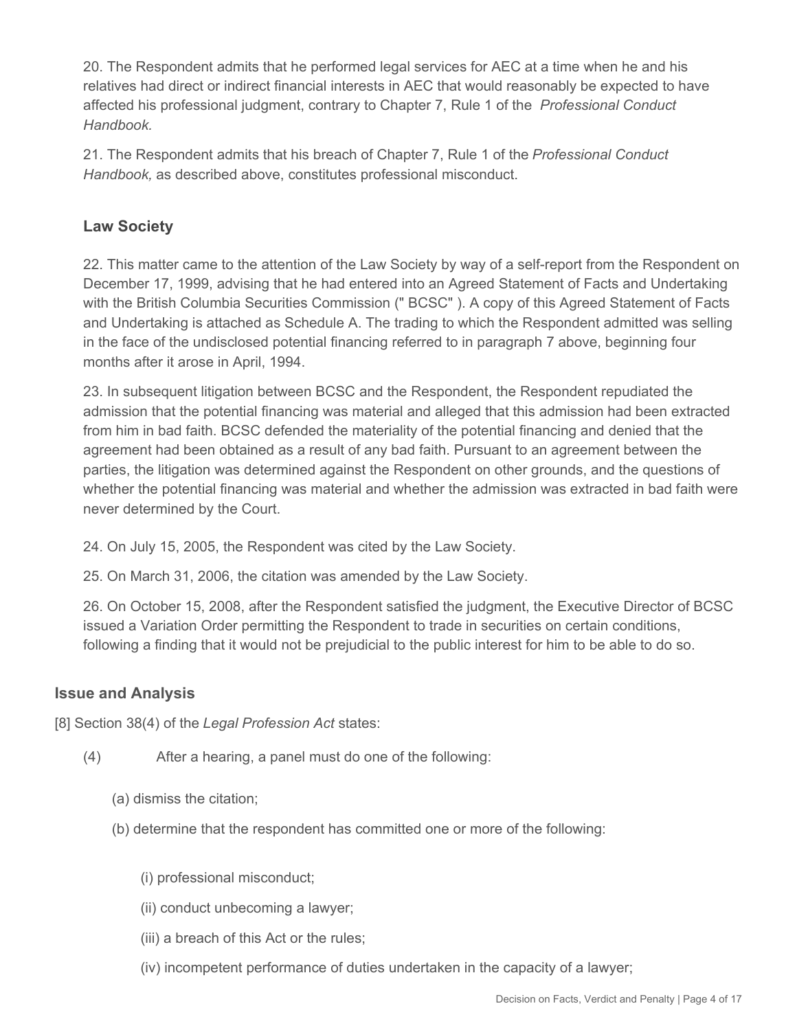20. The Respondent admits that he performed legal services for AEC at a time when he and his relatives had direct or indirect financial interests in AEC that would reasonably be expected to have affected his professional judgment, contrary to Chapter 7, Rule 1 of the *Professional Conduct Handbook*.

21. The Respondent admits that his breach of Chapter 7, Rule 1 of the *Professional Conduct Handbook,* as described above, constitutes professional misconduct.

### Law Society

22. This matter came to the attention of the Law Society by way of a self-report from the Respondent on December 17, 1999, advising that he had entered into an Agreed Statement of Facts and Undertaking with the British Columbia Securities Commission (" BCSC" ). A copy of this Agreed Statement of Facts and Undertaking is attached as Schedule A. The trading to which the Respondent admitted was selling in the face of the undisclosed potential financing referred to in paragraph 7 above, beginning four months after it arose in April, 1994.

23. In subsequent litigation between BCSC and the Respondent, the Respondent repudiated the admission that the potential financing was material and alleged that this admission had been extracted from him in bad faith. BCSC defended the materiality of the potential financing and denied that the agreement had been obtained as a result of any bad faith. Pursuant to an agreement between the parties, the litigation was determined against the Respondent on other grounds, and the questions of whether the potential financing was material and whether the admission was extracted in bad faith were never determined by the Court.

24. On July 15, 2005, the Respondent was cited by the Law Society.

25. On March 31, 2006, the citation was amended by the Law Society.

26. On October 15, 2008, after the Respondent satisfied the judgment, the Executive Director of BCSC issued a Variation Order permitting the Respondent to trade in securities on certain conditions, following a finding that it would not be prejudicial to the public interest for him to be able to do so.

## Issue and Analysis

[8] Section 38(4) of the *Legal Profession Act* states:

(4) After a hearing, a panel must do one of the following:

(a) dismiss the citation;

(b) determine that the respondent has committed one or more of the following:

(i) professional misconduct;

(ii) conduct unbecoming a lawyer;

(iii) a breach of this Act or the rules;

(iv) incompetent performance of duties undertaken in the capacity of a lawyer;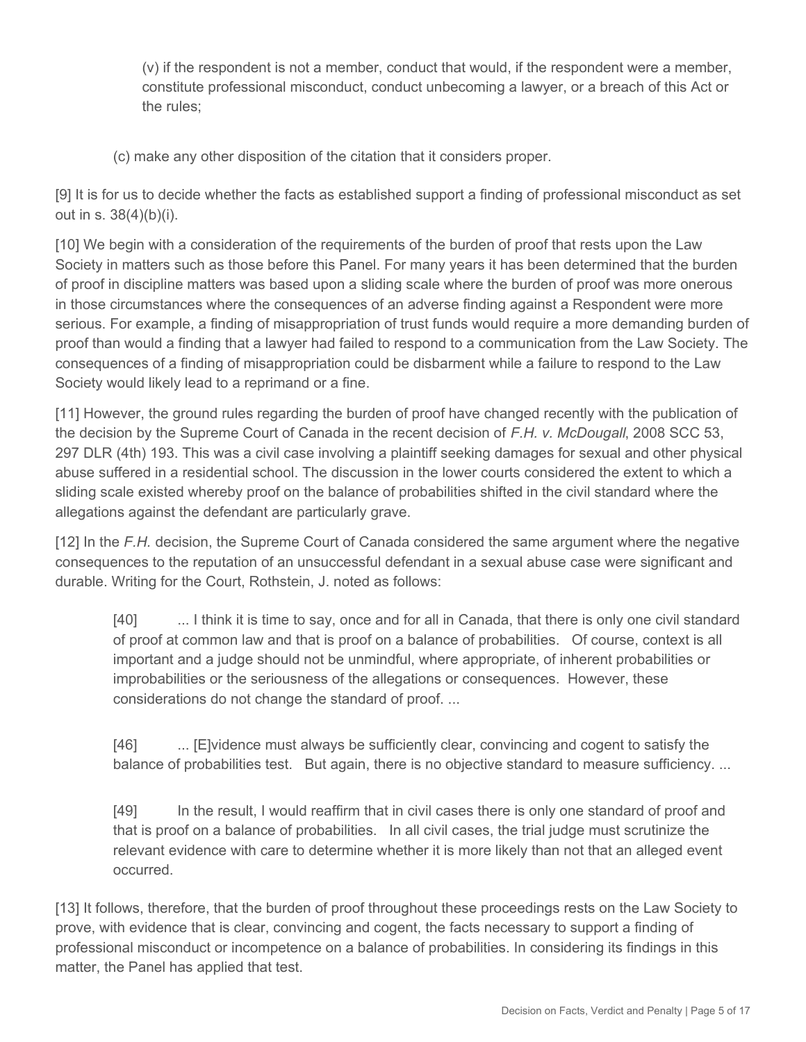(v) if the respondent is not a member, conduct that would, if the respondent were a member, constitute professional misconduct, conduct unbecoming a lawyer, or a breach of this Act or the rules;

(c) make any other disposition of the citation that it considers proper.

[9] It is for us to decide whether the facts as established support a finding of professional misconduct as set out in s. 38(4)(b)(i).

[10] We begin with a consideration of the requirements of the burden of proof that rests upon the Law Society in matters such as those before this Panel. For many years it has been determined that the burden of proof in discipline matters was based upon a sliding scale where the burden of proof was more onerous in those circumstances where the consequences of an adverse finding against a Respondent were more serious. For example, a finding of misappropriation of trust funds would require a more demanding burden of proof than would a finding that a lawyer had failed to respond to a communication from the Law Society. The consequences of a finding of misappropriation could be disbarment while a failure to respond to the Law Society would likely lead to a reprimand or a fine.

[11] However, the ground rules regarding the burden of proof have changed recently with the publication of the decision by the Supreme Court of Canada in the recent decision of *F.H. v. McDougall*, 2008 SCC 53, 297 DLR (4th) 193. This was a civil case involving a plaintiff seeking damages for sexual and other physical abuse suffered in a residential school. The discussion in the lower courts considered the extent to which a sliding scale existed whereby proof on the balance of probabilities shifted in the civil standard where the allegations against the defendant are particularly grave.

[12] In the *F.H.* decision, the Supreme Court of Canada considered the same argument where the negative consequences to the reputation of an unsuccessful defendant in a sexual abuse case were significant and durable. Writing for the Court, Rothstein, J. noted as follows:

> [40] ... I think it is time to say, once and for all in Canada, that there is only one civil standard of proof at common law and that is proof on a balance of probabilities. Of course, context is all important and a judge should not be unmindful, where appropriate, of inherent probabilities or improbabilities or the seriousness of the allegations or consequences. However, these considerations do not change the standard of proof. ...
>
> [46] ... [E]vidence must always be sufficiently clear, convincing and cogent to satisfy the balance of probabilities test. But again, there is no objective standard to measure sufficiency. ...
>
> [49] In the result, I would reaffirm that in civil cases there is only one standard of proof and that is proof on a balance of probabilities. In all civil cases, the trial judge must scrutinize the relevant evidence with care to determine whether it is more likely than not that an alleged event occurred.

[13] It follows, therefore, that the burden of proof throughout these proceedings rests on the Law Society to prove, with evidence that is clear, convincing and cogent, the facts necessary to support a finding of professional misconduct or incompetence on a balance of probabilities. In considering its findings in this matter, the Panel has applied that test.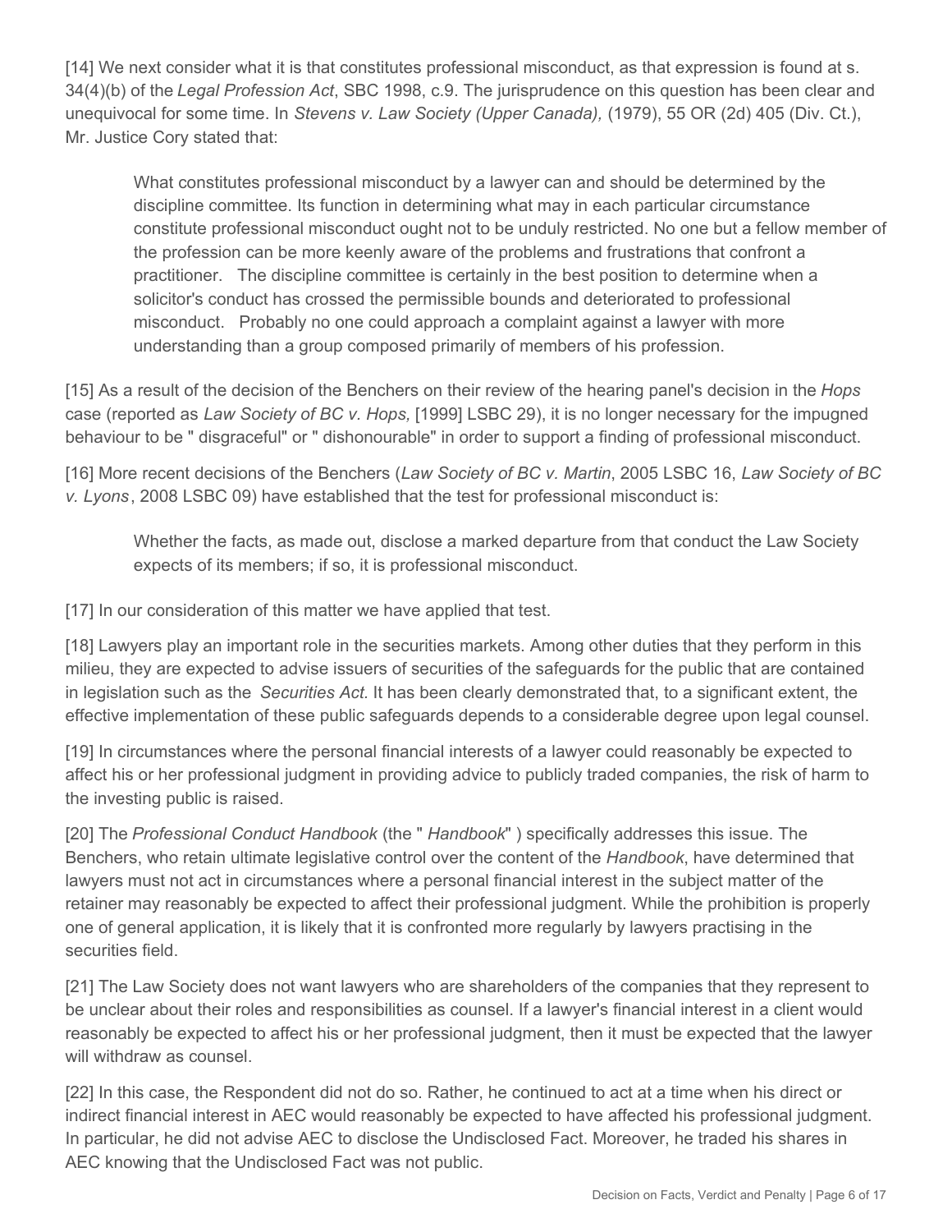[14] We next consider what it is that constitutes professional misconduct, as that expression is found at s. 34(4)(b) of the *Legal Profession Act*, SBC 1998, c.9. The jurisprudence on this question has been clear and unequivocal for some time. In *Stevens v. Law Society (Upper Canada),* (1979), 55 OR (2d) 405 (Div. Ct.), Mr. Justice Cory stated that:

> What constitutes professional misconduct by a lawyer can and should be determined by the discipline committee. Its function in determining what may in each particular circumstance constitute professional misconduct ought not to be unduly restricted. No one but a fellow member of the profession can be more keenly aware of the problems and frustrations that confront a practitioner. The discipline committee is certainly in the best position to determine when a solicitor's conduct has crossed the permissible bounds and deteriorated to professional misconduct. Probably no one could approach a complaint against a lawyer with more understanding than a group composed primarily of members of his profession.

[15] As a result of the decision of the Benchers on their review of the hearing panel's decision in the *Hops* case (reported as *Law Society of BC v. Hops,* [1999] LSBC 29), it is no longer necessary for the impugned behaviour to be " disgraceful" or " dishonourable" in order to support a finding of professional misconduct.

[16] More recent decisions of the Benchers (*Law Society of BC v. Martin*, 2005 LSBC 16, *Law Society of BC v. Lyons*, 2008 LSBC 09) have established that the test for professional misconduct is:

> Whether the facts, as made out, disclose a marked departure from that conduct the Law Society expects of its members; if so, it is professional misconduct.

[17] In our consideration of this matter we have applied that test.

[18] Lawyers play an important role in the securities markets. Among other duties that they perform in this milieu, they are expected to advise issuers of securities of the safeguards for the public that are contained in legislation such as the *Securities Act.* It has been clearly demonstrated that, to a significant extent, the effective implementation of these public safeguards depends to a considerable degree upon legal counsel.

[19] In circumstances where the personal financial interests of a lawyer could reasonably be expected to affect his or her professional judgment in providing advice to publicly traded companies, the risk of harm to the investing public is raised.

[20] The *Professional Conduct Handbook* (the " *Handbook*" ) specifically addresses this issue. The Benchers, who retain ultimate legislative control over the content of the *Handbook*, have determined that lawyers must not act in circumstances where a personal financial interest in the subject matter of the retainer may reasonably be expected to affect their professional judgment. While the prohibition is properly one of general application, it is likely that it is confronted more regularly by lawyers practising in the securities field.

[21] The Law Society does not want lawyers who are shareholders of the companies that they represent to be unclear about their roles and responsibilities as counsel. If a lawyer's financial interest in a client would reasonably be expected to affect his or her professional judgment, then it must be expected that the lawyer will withdraw as counsel.

[22] In this case, the Respondent did not do so. Rather, he continued to act at a time when his direct or indirect financial interest in AEC would reasonably be expected to have affected his professional judgment. In particular, he did not advise AEC to disclose the Undisclosed Fact. Moreover, he traded his shares in AEC knowing that the Undisclosed Fact was not public.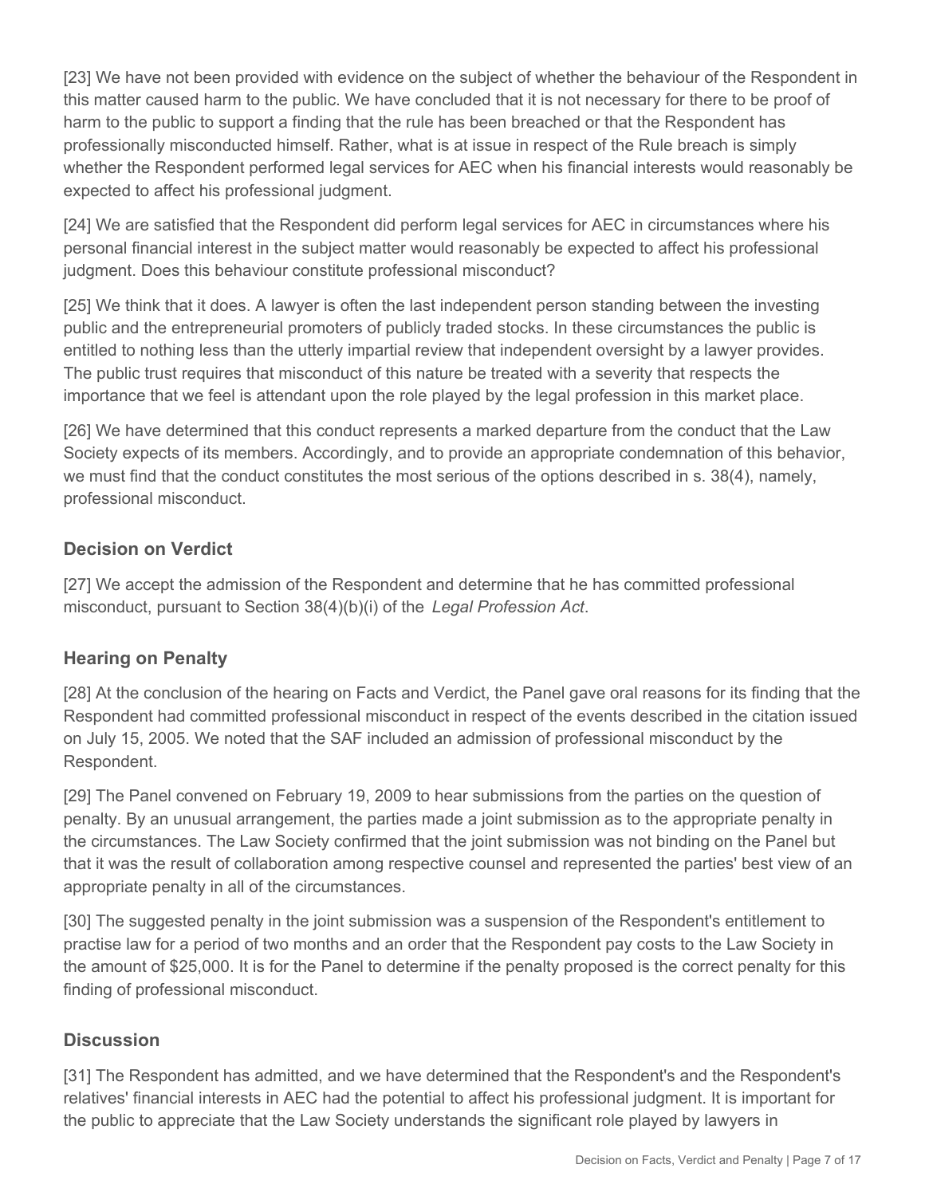[23] We have not been provided with evidence on the subject of whether the behaviour of the Respondent in this matter caused harm to the public. We have concluded that it is not necessary for there to be proof of harm to the public to support a finding that the rule has been breached or that the Respondent has professionally misconducted himself. Rather, what is at issue in respect of the Rule breach is simply whether the Respondent performed legal services for AEC when his financial interests would reasonably be expected to affect his professional judgment.

[24] We are satisfied that the Respondent did perform legal services for AEC in circumstances where his personal financial interest in the subject matter would reasonably be expected to affect his professional judgment. Does this behaviour constitute professional misconduct?

[25] We think that it does. A lawyer is often the last independent person standing between the investing public and the entrepreneurial promoters of publicly traded stocks. In these circumstances the public is entitled to nothing less than the utterly impartial review that independent oversight by a lawyer provides. The public trust requires that misconduct of this nature be treated with a severity that respects the importance that we feel is attendant upon the role played by the legal profession in this market place.

[26] We have determined that this conduct represents a marked departure from the conduct that the Law Society expects of its members. Accordingly, and to provide an appropriate condemnation of this behavior, we must find that the conduct constitutes the most serious of the options described in s. 38(4), namely, professional misconduct.

## Decision on Verdict

[27] We accept the admission of the Respondent and determine that he has committed professional misconduct, pursuant to Section 38(4)(b)(i) of the *Legal Profession Act*.

## Hearing on Penalty

[28] At the conclusion of the hearing on Facts and Verdict, the Panel gave oral reasons for its finding that the Respondent had committed professional misconduct in respect of the events described in the citation issued on July 15, 2005. We noted that the SAF included an admission of professional misconduct by the Respondent.

[29] The Panel convened on February 19, 2009 to hear submissions from the parties on the question of penalty. By an unusual arrangement, the parties made a joint submission as to the appropriate penalty in the circumstances. The Law Society confirmed that the joint submission was not binding on the Panel but that it was the result of collaboration among respective counsel and represented the parties' best view of an appropriate penalty in all of the circumstances.

[30] The suggested penalty in the joint submission was a suspension of the Respondent's entitlement to practise law for a period of two months and an order that the Respondent pay costs to the Law Society in the amount of $25,000. It is for the Panel to determine if the penalty proposed is the correct penalty for this finding of professional misconduct.

## Discussion

[31] The Respondent has admitted, and we have determined that the Respondent's and the Respondent's relatives' financial interests in AEC had the potential to affect his professional judgment. It is important for the public to appreciate that the Law Society understands the significant role played by lawyers in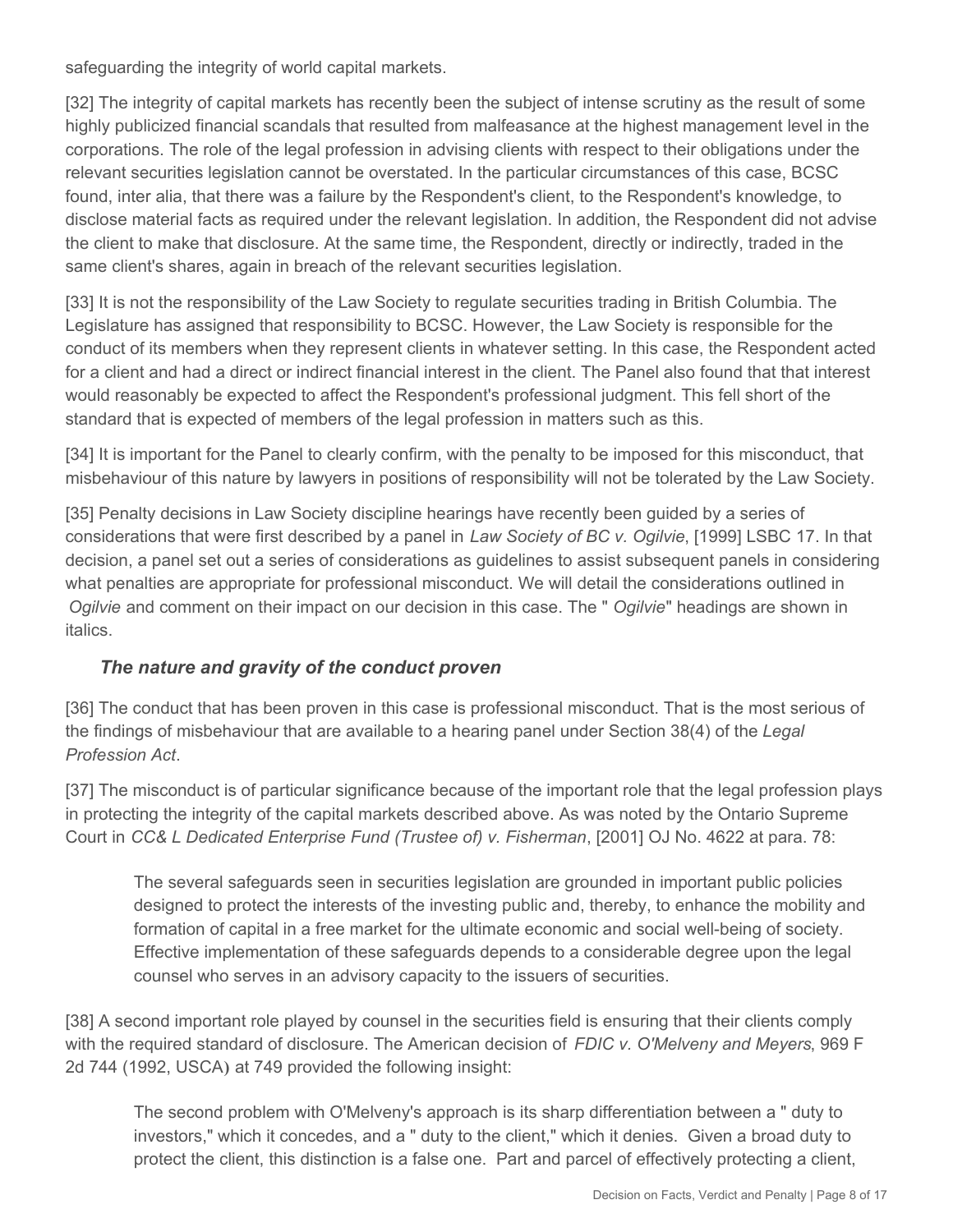safeguarding the integrity of world capital markets.

[32] The integrity of capital markets has recently been the subject of intense scrutiny as the result of some highly publicized financial scandals that resulted from malfeasance at the highest management level in the corporations. The role of the legal profession in advising clients with respect to their obligations under the relevant securities legislation cannot be overstated. In the particular circumstances of this case, BCSC found, inter alia, that there was a failure by the Respondent's client, to the Respondent's knowledge, to disclose material facts as required under the relevant legislation. In addition, the Respondent did not advise the client to make that disclosure. At the same time, the Respondent, directly or indirectly, traded in the same client's shares, again in breach of the relevant securities legislation.

[33] It is not the responsibility of the Law Society to regulate securities trading in British Columbia. The Legislature has assigned that responsibility to BCSC. However, the Law Society is responsible for the conduct of its members when they represent clients in whatever setting. In this case, the Respondent acted for a client and had a direct or indirect financial interest in the client. The Panel also found that that interest would reasonably be expected to affect the Respondent's professional judgment. This fell short of the standard that is expected of members of the legal profession in matters such as this.

[34] It is important for the Panel to clearly confirm, with the penalty to be imposed for this misconduct, that misbehaviour of this nature by lawyers in positions of responsibility will not be tolerated by the Law Society.

[35] Penalty decisions in Law Society discipline hearings have recently been guided by a series of considerations that were first described by a panel in *Law Society of BC v. Ogilvie*, [1999] LSBC 17. In that decision, a panel set out a series of considerations as guidelines to assist subsequent panels in considering what penalties are appropriate for professional misconduct. We will detail the considerations outlined in *Ogilvie* and comment on their impact on our decision in this case. The " *Ogilvie*" headings are shown in italics.

### *The nature and gravity of the conduct proven*

[36] The conduct that has been proven in this case is professional misconduct. That is the most serious of the findings of misbehaviour that are available to a hearing panel under Section 38(4) of the *Legal Profession Act*.

[37] The misconduct is of particular significance because of the important role that the legal profession plays in protecting the integrity of the capital markets described above. As was noted by the Ontario Supreme Court in *CC& L Dedicated Enterprise Fund (Trustee of) v. Fisherman*, [2001] OJ No. 4622 at para. 78:

> The several safeguards seen in securities legislation are grounded in important public policies designed to protect the interests of the investing public and, thereby, to enhance the mobility and formation of capital in a free market for the ultimate economic and social well-being of society. Effective implementation of these safeguards depends to a considerable degree upon the legal counsel who serves in an advisory capacity to the issuers of securities.

[38] A second important role played by counsel in the securities field is ensuring that their clients comply with the required standard of disclosure. The American decision of *FDIC v. O'Melveny and Meyers*, 969 F 2d 744 (1992, USCA) at 749 provided the following insight:

> The second problem with O'Melveny's approach is its sharp differentiation between a " duty to investors," which it concedes, and a " duty to the client," which it denies. Given a broad duty to protect the client, this distinction is a false one. Part and parcel of effectively protecting a client,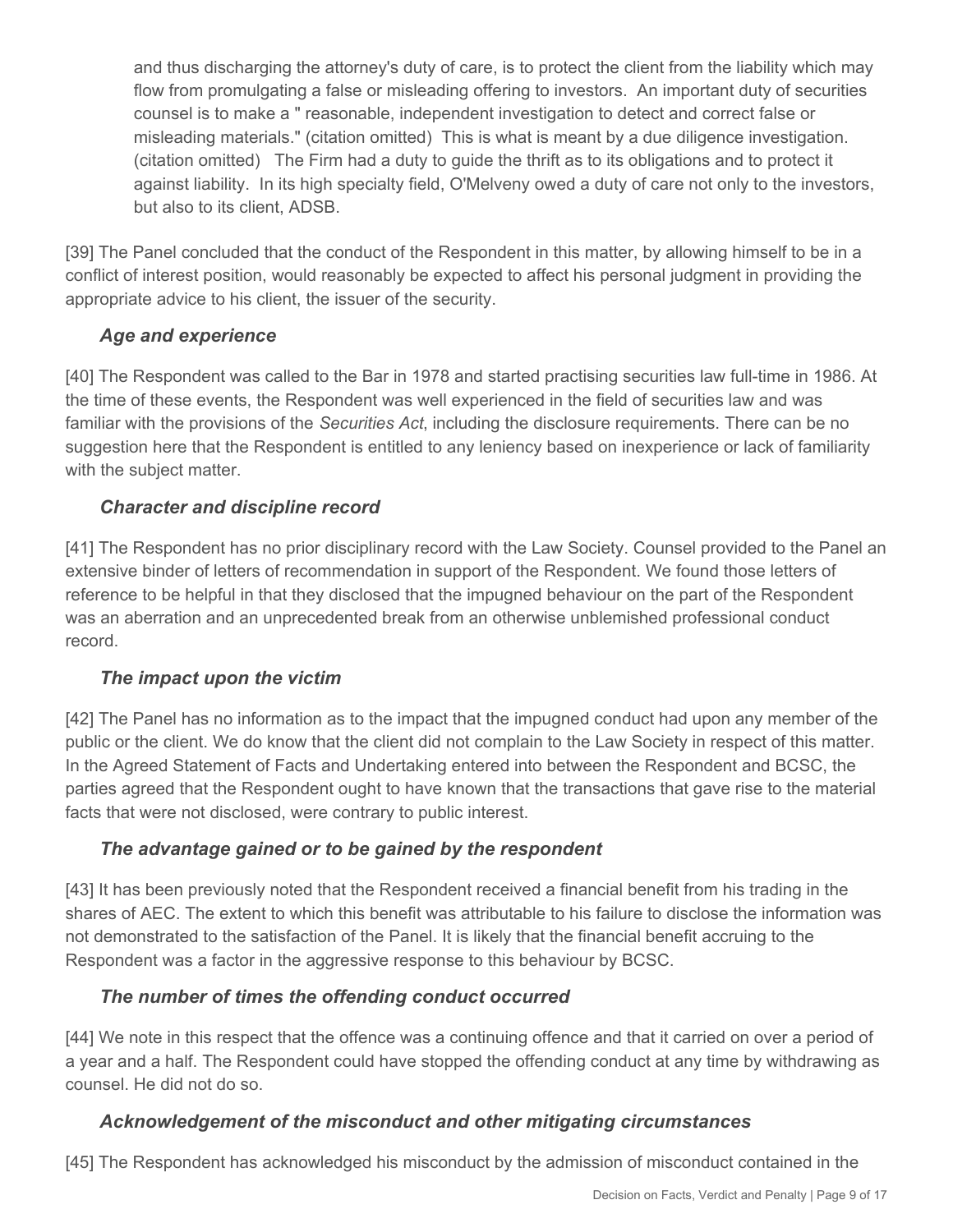> and thus discharging the attorney's duty of care, is to protect the client from the liability which may flow from promulgating a false or misleading offering to investors. An important duty of securities counsel is to make a " reasonable, independent investigation to detect and correct false or misleading materials." (citation omitted) This is what is meant by a due diligence investigation. (citation omitted) The Firm had a duty to guide the thrift as to its obligations and to protect it against liability. In its high specialty field, O'Melveny owed a duty of care not only to the investors, but also to its client, ADSB.

[39] The Panel concluded that the conduct of the Respondent in this matter, by allowing himself to be in a conflict of interest position, would reasonably be expected to affect his personal judgment in providing the appropriate advice to his client, the issuer of the security.

### *Age and experience*

[40] The Respondent was called to the Bar in 1978 and started practising securities law full-time in 1986. At the time of these events, the Respondent was well experienced in the field of securities law and was familiar with the provisions of the *Securities Act*, including the disclosure requirements. There can be no suggestion here that the Respondent is entitled to any leniency based on inexperience or lack of familiarity with the subject matter.

### *Character and discipline record*

[41] The Respondent has no prior disciplinary record with the Law Society. Counsel provided to the Panel an extensive binder of letters of recommendation in support of the Respondent. We found those letters of reference to be helpful in that they disclosed that the impugned behaviour on the part of the Respondent was an aberration and an unprecedented break from an otherwise unblemished professional conduct record.

### *The impact upon the victim*

[42] The Panel has no information as to the impact that the impugned conduct had upon any member of the public or the client. We do know that the client did not complain to the Law Society in respect of this matter. In the Agreed Statement of Facts and Undertaking entered into between the Respondent and BCSC, the parties agreed that the Respondent ought to have known that the transactions that gave rise to the material facts that were not disclosed, were contrary to public interest.

### *The advantage gained or to be gained by the respondent*

[43] It has been previously noted that the Respondent received a financial benefit from his trading in the shares of AEC. The extent to which this benefit was attributable to his failure to disclose the information was not demonstrated to the satisfaction of the Panel. It is likely that the financial benefit accruing to the Respondent was a factor in the aggressive response to this behaviour by BCSC.

### *The number of times the offending conduct occurred*

[44] We note in this respect that the offence was a continuing offence and that it carried on over a period of a year and a half. The Respondent could have stopped the offending conduct at any time by withdrawing as counsel. He did not do so.

### *Acknowledgement of the misconduct and other mitigating circumstances*

[45] The Respondent has acknowledged his misconduct by the admission of misconduct contained in the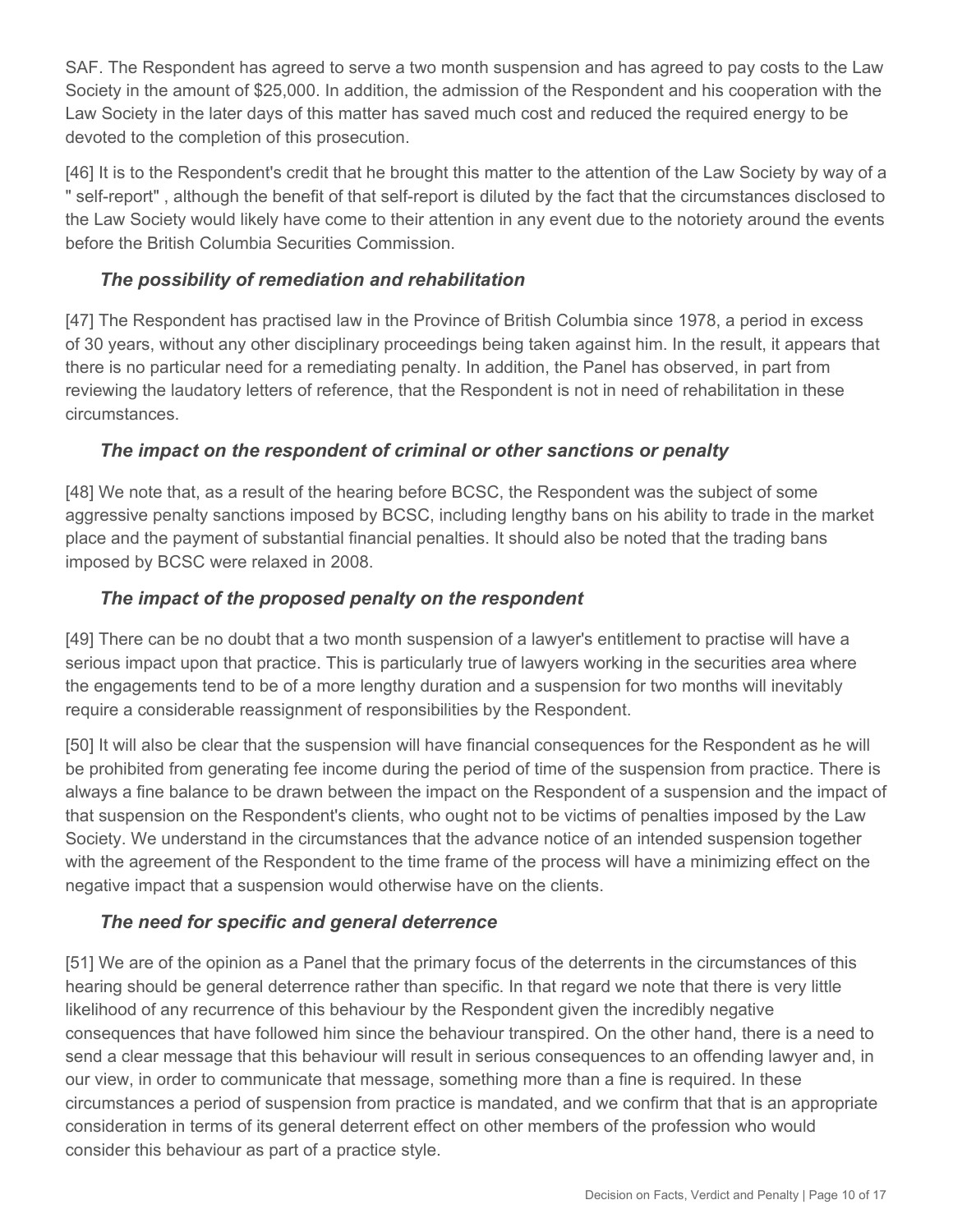SAF. The Respondent has agreed to serve a two month suspension and has agreed to pay costs to the Law Society in the amount of $25,000. In addition, the admission of the Respondent and his cooperation with the Law Society in the later days of this matter has saved much cost and reduced the required energy to be devoted to the completion of this prosecution.

[46] It is to the Respondent's credit that he brought this matter to the attention of the Law Society by way of a " self-report" , although the benefit of that self-report is diluted by the fact that the circumstances disclosed to the Law Society would likely have come to their attention in any event due to the notoriety around the events before the British Columbia Securities Commission.

### *The possibility of remediation and rehabilitation*

[47] The Respondent has practised law in the Province of British Columbia since 1978, a period in excess of 30 years, without any other disciplinary proceedings being taken against him. In the result, it appears that there is no particular need for a remediating penalty. In addition, the Panel has observed, in part from reviewing the laudatory letters of reference, that the Respondent is not in need of rehabilitation in these circumstances.

### *The impact on the respondent of criminal or other sanctions or penalty*

[48] We note that, as a result of the hearing before BCSC, the Respondent was the subject of some aggressive penalty sanctions imposed by BCSC, including lengthy bans on his ability to trade in the market place and the payment of substantial financial penalties. It should also be noted that the trading bans imposed by BCSC were relaxed in 2008.

### *The impact of the proposed penalty on the respondent*

[49] There can be no doubt that a two month suspension of a lawyer's entitlement to practise will have a serious impact upon that practice. This is particularly true of lawyers working in the securities area where the engagements tend to be of a more lengthy duration and a suspension for two months will inevitably require a considerable reassignment of responsibilities by the Respondent.

[50] It will also be clear that the suspension will have financial consequences for the Respondent as he will be prohibited from generating fee income during the period of time of the suspension from practice. There is always a fine balance to be drawn between the impact on the Respondent of a suspension and the impact of that suspension on the Respondent's clients, who ought not to be victims of penalties imposed by the Law Society. We understand in the circumstances that the advance notice of an intended suspension together with the agreement of the Respondent to the time frame of the process will have a minimizing effect on the negative impact that a suspension would otherwise have on the clients.

### *The need for specific and general deterrence*

[51] We are of the opinion as a Panel that the primary focus of the deterrents in the circumstances of this hearing should be general deterrence rather than specific. In that regard we note that there is very little likelihood of any recurrence of this behaviour by the Respondent given the incredibly negative consequences that have followed him since the behaviour transpired. On the other hand, there is a need to send a clear message that this behaviour will result in serious consequences to an offending lawyer and, in our view, in order to communicate that message, something more than a fine is required. In these circumstances a period of suspension from practice is mandated, and we confirm that that is an appropriate consideration in terms of its general deterrent effect on other members of the profession who would consider this behaviour as part of a practice style.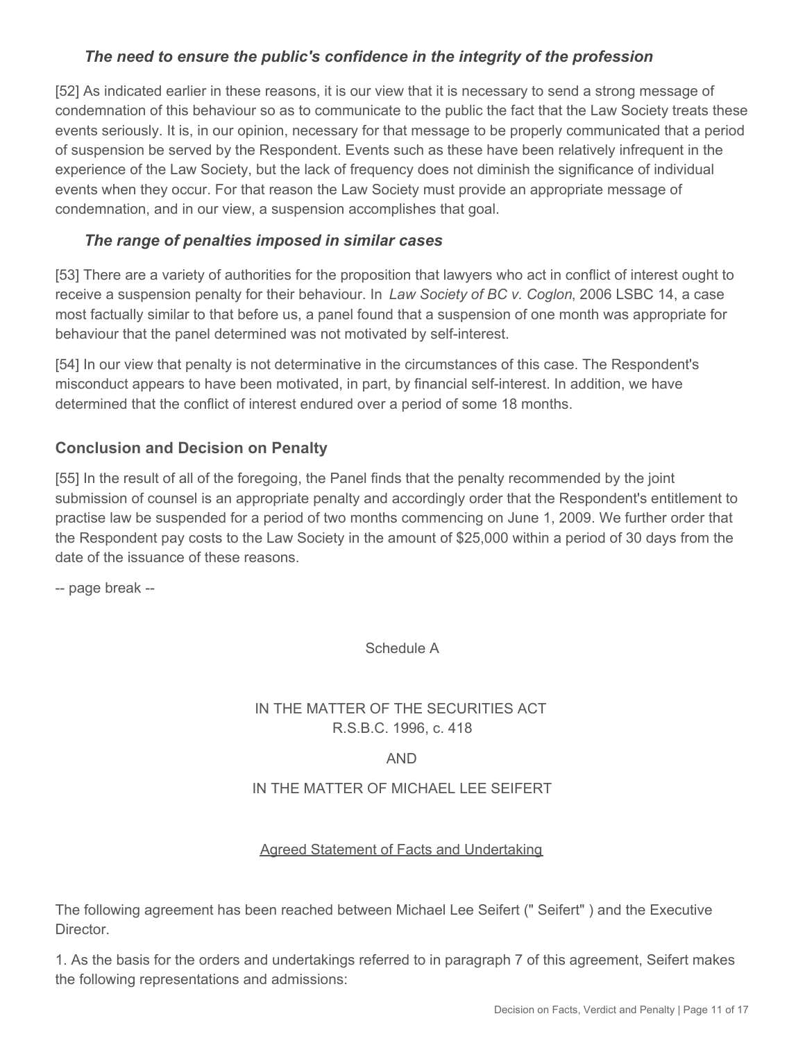### *The need to ensure the public's confidence in the integrity of the profession*

[52] As indicated earlier in these reasons, it is our view that it is necessary to send a strong message of condemnation of this behaviour so as to communicate to the public the fact that the Law Society treats these events seriously. It is, in our opinion, necessary for that message to be properly communicated that a period of suspension be served by the Respondent. Events such as these have been relatively infrequent in the experience of the Law Society, but the lack of frequency does not diminish the significance of individual events when they occur. For that reason the Law Society must provide an appropriate message of condemnation, and in our view, a suspension accomplishes that goal.

### *The range of penalties imposed in similar cases*

[53] There are a variety of authorities for the proposition that lawyers who act in conflict of interest ought to receive a suspension penalty for their behaviour. In *Law Society of BC v. Coglon*, 2006 LSBC 14, a case most factually similar to that before us, a panel found that a suspension of one month was appropriate for behaviour that the panel determined was not motivated by self-interest.

[54] In our view that penalty is not determinative in the circumstances of this case. The Respondent's misconduct appears to have been motivated, in part, by financial self-interest. In addition, we have determined that the conflict of interest endured over a period of some 18 months.

## Conclusion and Decision on Penalty

[55] In the result of all of the foregoing, the Panel finds that the penalty recommended by the joint submission of counsel is an appropriate penalty and accordingly order that the Respondent's entitlement to practise law be suspended for a period of two months commencing on June 1, 2009. We further order that the Respondent pay costs to the Law Society in the amount of $25,000 within a period of 30 days from the date of the issuance of these reasons.

-- page break --

Schedule A

IN THE MATTER OF THE SECURITIES ACT
R.S.B.C. 1996, c. 418

AND

IN THE MATTER OF MICHAEL LEE SEIFERT

Agreed Statement of Facts and Undertaking

The following agreement has been reached between Michael Lee Seifert (" Seifert" ) and the Executive Director.

1. As the basis for the orders and undertakings referred to in paragraph 7 of this agreement, Seifert makes the following representations and admissions: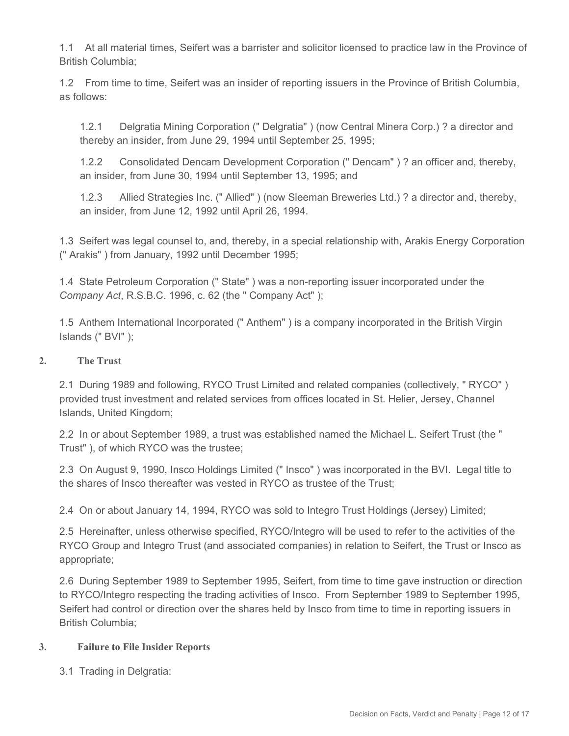1.1 At all material times, Seifert was a barrister and solicitor licensed to practice law in the Province of British Columbia;

1.2 From time to time, Seifert was an insider of reporting issuers in the Province of British Columbia, as follows:

> 1.2.1 Delgratia Mining Corporation (" Delgratia" ) (now Central Minera Corp.) ? a director and thereby an insider, from June 29, 1994 until September 25, 1995;
>
> 1.2.2 Consolidated Dencam Development Corporation (" Dencam" ) ? an officer and, thereby, an insider, from June 30, 1994 until September 13, 1995; and
>
> 1.2.3 Allied Strategies Inc. (" Allied" ) (now Sleeman Breweries Ltd.) ? a director and, thereby, an insider, from June 12, 1992 until April 26, 1994.

1.3 Seifert was legal counsel to, and, thereby, in a special relationship with, Arakis Energy Corporation (" Arakis" ) from January, 1992 until December 1995;

1.4 State Petroleum Corporation (" State" ) was a non-reporting issuer incorporated under the *Company Act*, R.S.B.C. 1996, c. 62 (the " Company Act" );

1.5 Anthem International Incorporated (" Anthem" ) is a company incorporated in the British Virgin Islands (" BVI" );

**2. The Trust**

2.1 During 1989 and following, RYCO Trust Limited and related companies (collectively, " RYCO" ) provided trust investment and related services from offices located in St. Helier, Jersey, Channel Islands, United Kingdom;

2.2 In or about September 1989, a trust was established named the Michael L. Seifert Trust (the " Trust" ), of which RYCO was the trustee;

2.3 On August 9, 1990, Insco Holdings Limited (" Insco" ) was incorporated in the BVI. Legal title to the shares of Insco thereafter was vested in RYCO as trustee of the Trust;

2.4 On or about January 14, 1994, RYCO was sold to Integro Trust Holdings (Jersey) Limited;

2.5 Hereinafter, unless otherwise specified, RYCO/Integro will be used to refer to the activities of the RYCO Group and Integro Trust (and associated companies) in relation to Seifert, the Trust or Insco as appropriate;

2.6 During September 1989 to September 1995, Seifert, from time to time gave instruction or direction to RYCO/Integro respecting the trading activities of Insco. From September 1989 to September 1995, Seifert had control or direction over the shares held by Insco from time to time in reporting issuers in British Columbia;

**3. Failure to File Insider Reports**

3.1 Trading in Delgratia: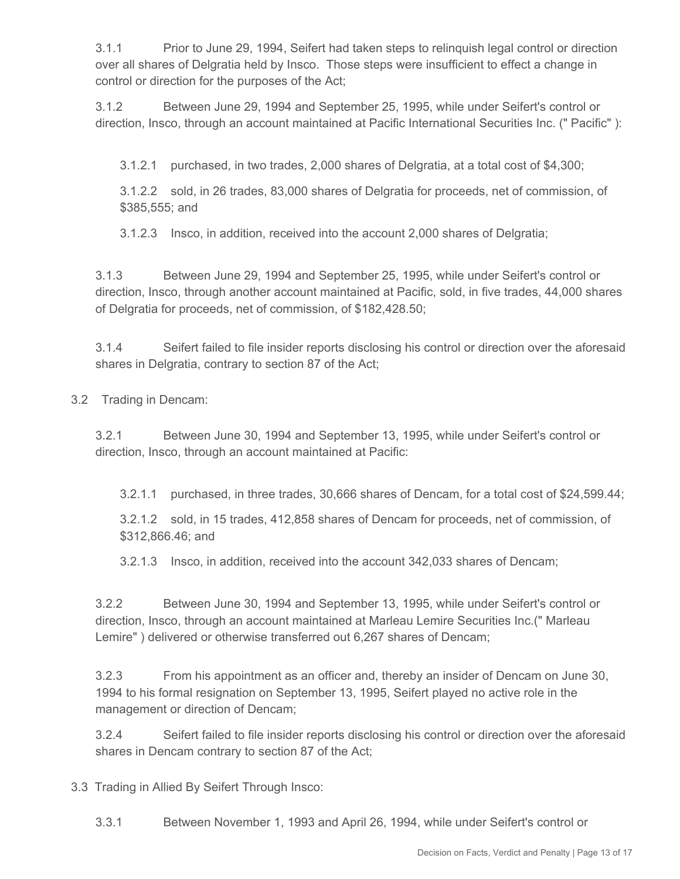3.1.1 Prior to June 29, 1994, Seifert had taken steps to relinquish legal control or direction over all shares of Delgratia held by Insco. Those steps were insufficient to effect a change in control or direction for the purposes of the Act;

3.1.2 Between June 29, 1994 and September 25, 1995, while under Seifert's control or direction, Insco, through an account maintained at Pacific International Securities Inc. (" Pacific" ):

3.1.2.1 purchased, in two trades, 2,000 shares of Delgratia, at a total cost of $4,300;

3.1.2.2 sold, in 26 trades, 83,000 shares of Delgratia for proceeds, net of commission, of $385,555; and

3.1.2.3 Insco, in addition, received into the account 2,000 shares of Delgratia;

3.1.3 Between June 29, 1994 and September 25, 1995, while under Seifert's control or direction, Insco, through another account maintained at Pacific, sold, in five trades, 44,000 shares of Delgratia for proceeds, net of commission, of $182,428.50;

3.1.4 Seifert failed to file insider reports disclosing his control or direction over the aforesaid shares in Delgratia, contrary to section 87 of the Act;

3.2 Trading in Dencam:

3.2.1 Between June 30, 1994 and September 13, 1995, while under Seifert's control or direction, Insco, through an account maintained at Pacific:

3.2.1.1 purchased, in three trades, 30,666 shares of Dencam, for a total cost of $24,599.44;

3.2.1.2 sold, in 15 trades, 412,858 shares of Dencam for proceeds, net of commission, of $312,866.46; and

3.2.1.3 Insco, in addition, received into the account 342,033 shares of Dencam;

3.2.2 Between June 30, 1994 and September 13, 1995, while under Seifert's control or direction, Insco, through an account maintained at Marleau Lemire Securities Inc.(" Marleau Lemire" ) delivered or otherwise transferred out 6,267 shares of Dencam;

3.2.3 From his appointment as an officer and, thereby an insider of Dencam on June 30, 1994 to his formal resignation on September 13, 1995, Seifert played no active role in the management or direction of Dencam;

3.2.4 Seifert failed to file insider reports disclosing his control or direction over the aforesaid shares in Dencam contrary to section 87 of the Act;

3.3 Trading in Allied By Seifert Through Insco:

3.3.1 Between November 1, 1993 and April 26, 1994, while under Seifert's control or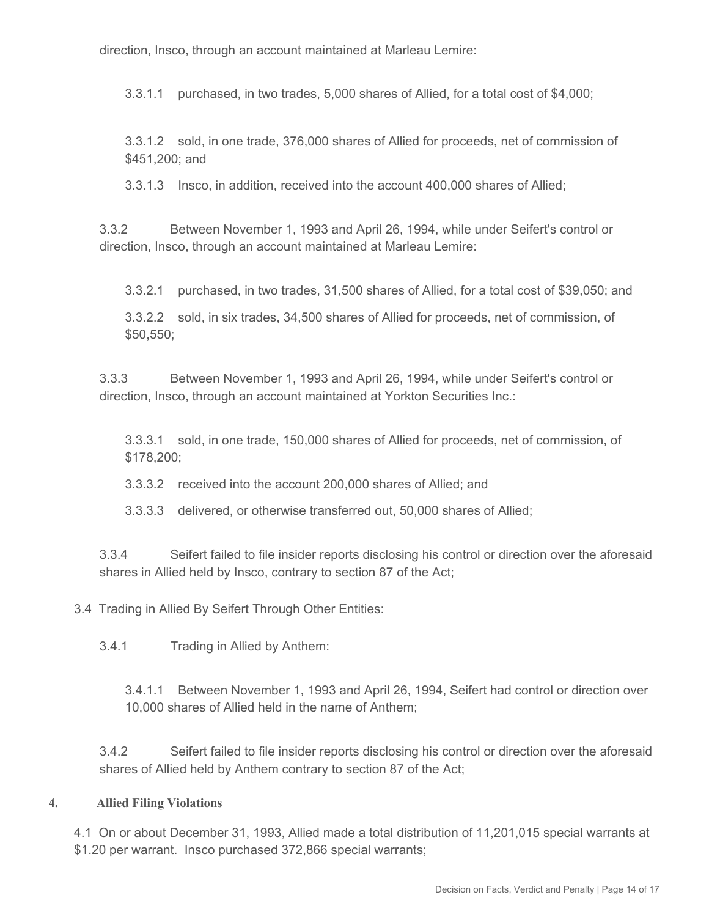direction, Insco, through an account maintained at Marleau Lemire:

3.3.1.1 purchased, in two trades, 5,000 shares of Allied, for a total cost of $4,000;

3.3.1.2 sold, in one trade, 376,000 shares of Allied for proceeds, net of commission of $451,200; and

3.3.1.3 Insco, in addition, received into the account 400,000 shares of Allied;

3.3.2 Between November 1, 1993 and April 26, 1994, while under Seifert's control or direction, Insco, through an account maintained at Marleau Lemire:

3.3.2.1 purchased, in two trades, 31,500 shares of Allied, for a total cost of $39,050; and

3.3.2.2 sold, in six trades, 34,500 shares of Allied for proceeds, net of commission, of $50,550;

3.3.3 Between November 1, 1993 and April 26, 1994, while under Seifert's control or direction, Insco, through an account maintained at Yorkton Securities Inc.:

3.3.3.1 sold, in one trade, 150,000 shares of Allied for proceeds, net of commission, of $178,200;

3.3.3.2 received into the account 200,000 shares of Allied; and

3.3.3.3 delivered, or otherwise transferred out, 50,000 shares of Allied;

3.3.4 Seifert failed to file insider reports disclosing his control or direction over the aforesaid shares in Allied held by Insco, contrary to section 87 of the Act;

3.4 Trading in Allied By Seifert Through Other Entities:

3.4.1 Trading in Allied by Anthem:

3.4.1.1 Between November 1, 1993 and April 26, 1994, Seifert had control or direction over 10,000 shares of Allied held in the name of Anthem;

3.4.2 Seifert failed to file insider reports disclosing his control or direction over the aforesaid shares of Allied held by Anthem contrary to section 87 of the Act;

**4. Allied Filing Violations**

4.1 On or about December 31, 1993, Allied made a total distribution of 11,201,015 special warrants at $1.20 per warrant. Insco purchased 372,866 special warrants;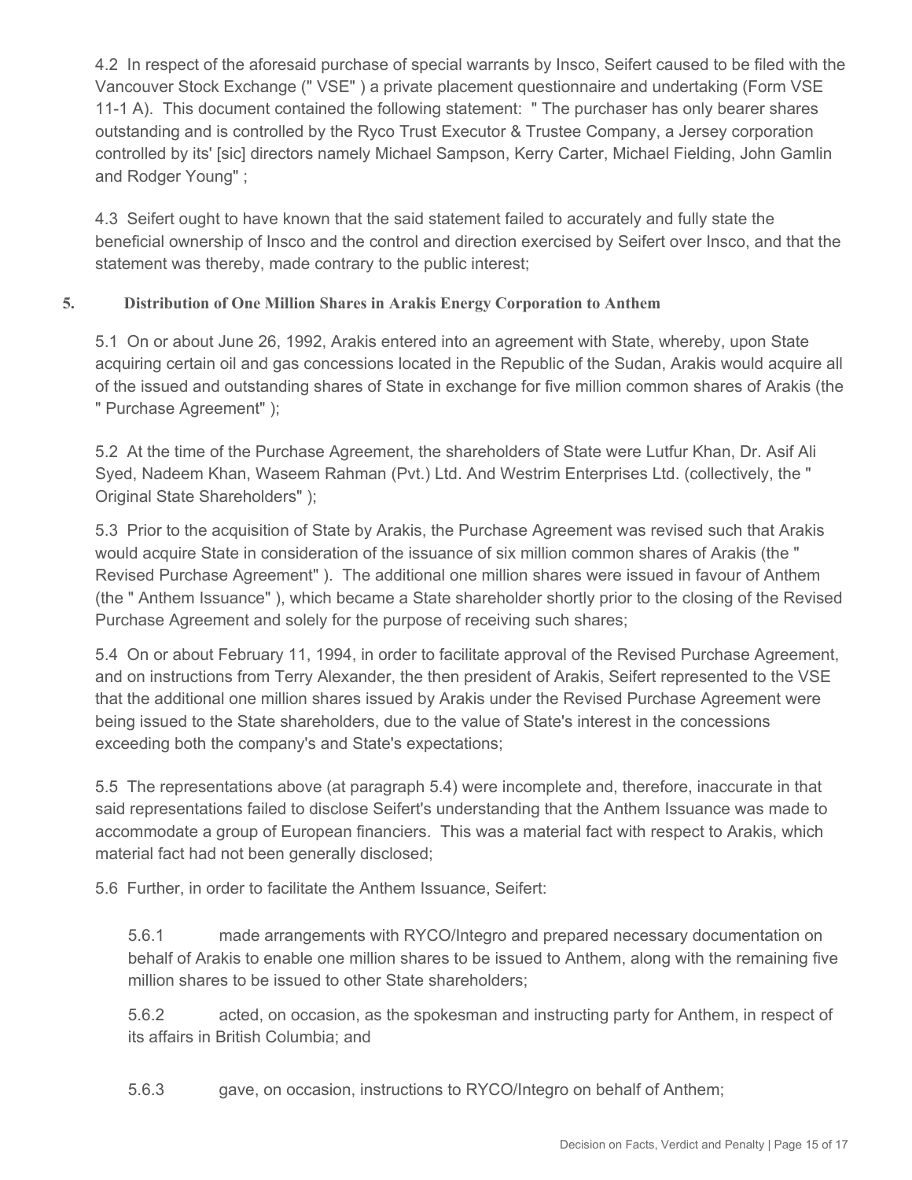4.2 In respect of the aforesaid purchase of special warrants by Insco, Seifert caused to be filed with the Vancouver Stock Exchange (" VSE" ) a private placement questionnaire and undertaking (Form VSE 11-1 A). This document contained the following statement: " The purchaser has only bearer shares outstanding and is controlled by the Ryco Trust Executor & Trustee Company, a Jersey corporation controlled by its' [sic] directors namely Michael Sampson, Kerry Carter, Michael Fielding, John Gamlin and Rodger Young" ;

4.3 Seifert ought to have known that the said statement failed to accurately and fully state the beneficial ownership of Insco and the control and direction exercised by Seifert over Insco, and that the statement was thereby, made contrary to the public interest;

**5. Distribution of One Million Shares in Arakis Energy Corporation to Anthem**

5.1 On or about June 26, 1992, Arakis entered into an agreement with State, whereby, upon State acquiring certain oil and gas concessions located in the Republic of the Sudan, Arakis would acquire all of the issued and outstanding shares of State in exchange for five million common shares of Arakis (the " Purchase Agreement" );

5.2 At the time of the Purchase Agreement, the shareholders of State were Lutfur Khan, Dr. Asif Ali Syed, Nadeem Khan, Waseem Rahman (Pvt.) Ltd. And Westrim Enterprises Ltd. (collectively, the " Original State Shareholders" );

5.3 Prior to the acquisition of State by Arakis, the Purchase Agreement was revised such that Arakis would acquire State in consideration of the issuance of six million common shares of Arakis (the " Revised Purchase Agreement" ). The additional one million shares were issued in favour of Anthem (the " Anthem Issuance" ), which became a State shareholder shortly prior to the closing of the Revised Purchase Agreement and solely for the purpose of receiving such shares;

5.4 On or about February 11, 1994, in order to facilitate approval of the Revised Purchase Agreement, and on instructions from Terry Alexander, the then president of Arakis, Seifert represented to the VSE that the additional one million shares issued by Arakis under the Revised Purchase Agreement were being issued to the State shareholders, due to the value of State's interest in the concessions exceeding both the company's and State's expectations;

5.5 The representations above (at paragraph 5.4) were incomplete and, therefore, inaccurate in that said representations failed to disclose Seifert's understanding that the Anthem Issuance was made to accommodate a group of European financiers. This was a material fact with respect to Arakis, which material fact had not been generally disclosed;

5.6 Further, in order to facilitate the Anthem Issuance, Seifert:

5.6.1 made arrangements with RYCO/Integro and prepared necessary documentation on behalf of Arakis to enable one million shares to be issued to Anthem, along with the remaining five million shares to be issued to other State shareholders;

5.6.2 acted, on occasion, as the spokesman and instructing party for Anthem, in respect of its affairs in British Columbia; and

5.6.3 gave, on occasion, instructions to RYCO/Integro on behalf of Anthem;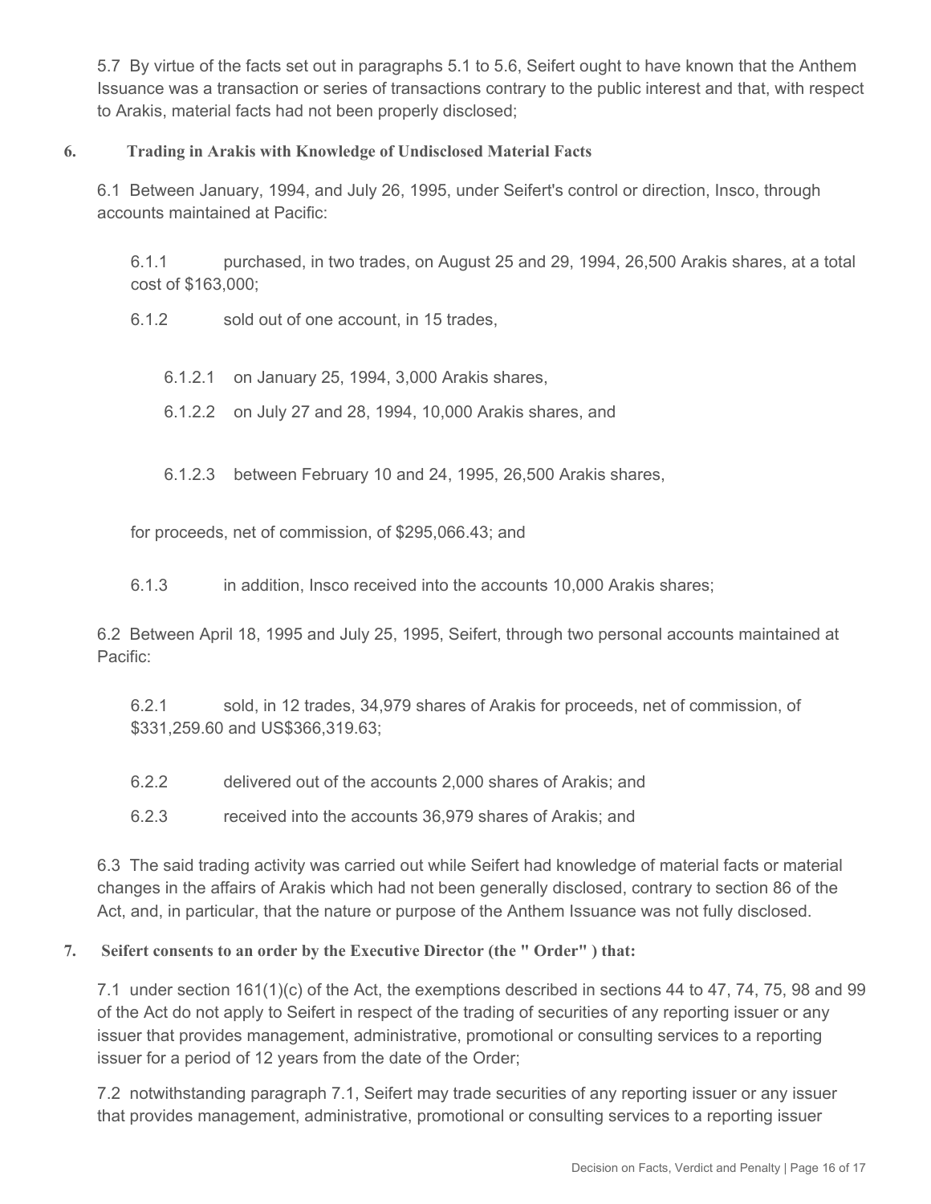5.7 By virtue of the facts set out in paragraphs 5.1 to 5.6, Seifert ought to have known that the Anthem Issuance was a transaction or series of transactions contrary to the public interest and that, with respect to Arakis, material facts had not been properly disclosed;

**6. Trading in Arakis with Knowledge of Undisclosed Material Facts**

6.1 Between January, 1994, and July 26, 1995, under Seifert's control or direction, Insco, through accounts maintained at Pacific:

6.1.1 purchased, in two trades, on August 25 and 29, 1994, 26,500 Arakis shares, at a total cost of $163,000;

6.1.2 sold out of one account, in 15 trades,

6.1.2.1 on January 25, 1994, 3,000 Arakis shares,

6.1.2.2 on July 27 and 28, 1994, 10,000 Arakis shares, and

6.1.2.3 between February 10 and 24, 1995, 26,500 Arakis shares,

for proceeds, net of commission, of $295,066.43; and

6.1.3 in addition, Insco received into the accounts 10,000 Arakis shares;

6.2 Between April 18, 1995 and July 25, 1995, Seifert, through two personal accounts maintained at Pacific:

6.2.1 sold, in 12 trades, 34,979 shares of Arakis for proceeds, net of commission, of $331,259.60 and US$366,319.63;

6.2.2 delivered out of the accounts 2,000 shares of Arakis; and

6.2.3 received into the accounts 36,979 shares of Arakis; and

6.3 The said trading activity was carried out while Seifert had knowledge of material facts or material changes in the affairs of Arakis which had not been generally disclosed, contrary to section 86 of the Act, and, in particular, that the nature or purpose of the Anthem Issuance was not fully disclosed.

**7. Seifert consents to an order by the Executive Director (the " Order" ) that:**

7.1 under section 161(1)(c) of the Act, the exemptions described in sections 44 to 47, 74, 75, 98 and 99 of the Act do not apply to Seifert in respect of the trading of securities of any reporting issuer or any issuer that provides management, administrative, promotional or consulting services to a reporting issuer for a period of 12 years from the date of the Order;

7.2 notwithstanding paragraph 7.1, Seifert may trade securities of any reporting issuer or any issuer that provides management, administrative, promotional or consulting services to a reporting issuer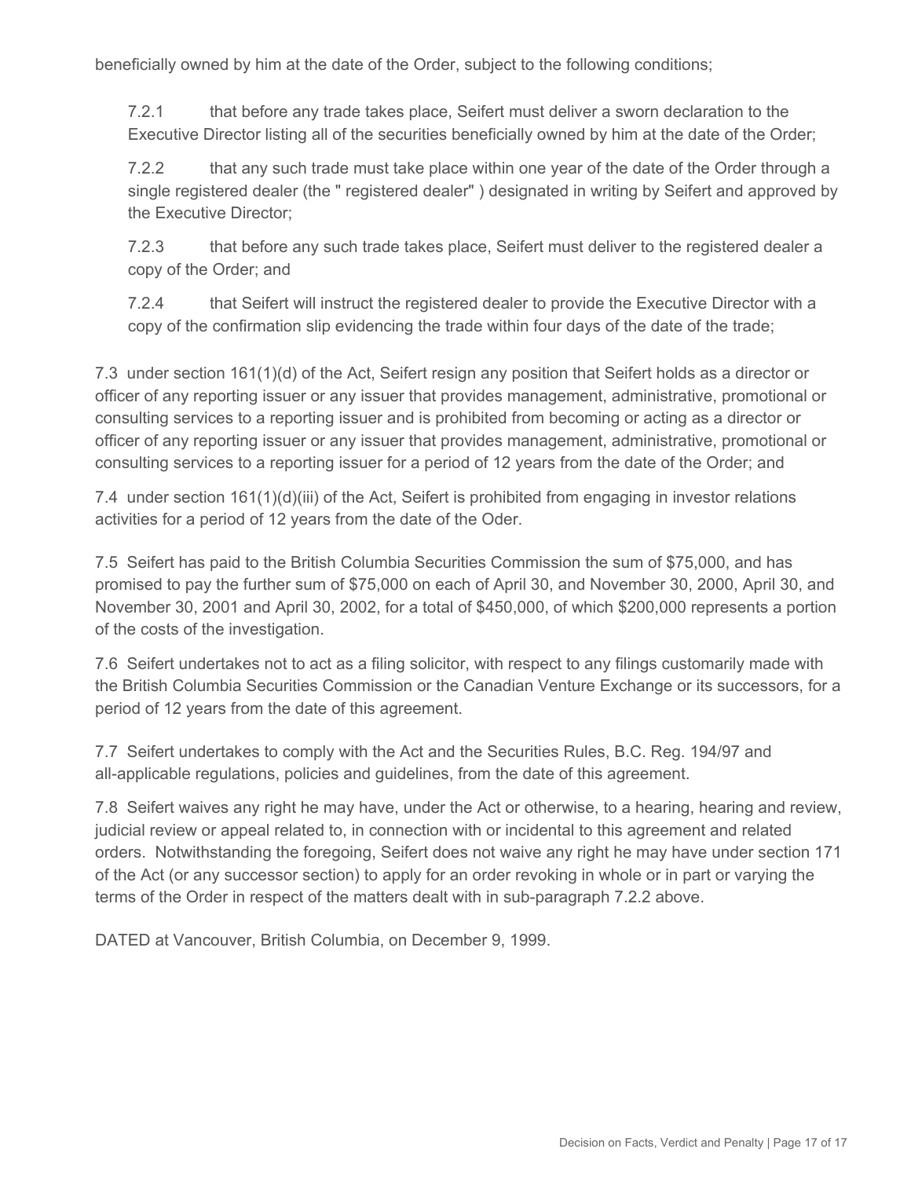beneficially owned by him at the date of the Order, subject to the following conditions;

7.2.1 that before any trade takes place, Seifert must deliver a sworn declaration to the Executive Director listing all of the securities beneficially owned by him at the date of the Order;

7.2.2 that any such trade must take place within one year of the date of the Order through a single registered dealer (the " registered dealer" ) designated in writing by Seifert and approved by the Executive Director;

7.2.3 that before any such trade takes place, Seifert must deliver to the registered dealer a copy of the Order; and

7.2.4 that Seifert will instruct the registered dealer to provide the Executive Director with a copy of the confirmation slip evidencing the trade within four days of the date of the trade;

7.3 under section 161(1)(d) of the Act, Seifert resign any position that Seifert holds as a director or officer of any reporting issuer or any issuer that provides management, administrative, promotional or consulting services to a reporting issuer and is prohibited from becoming or acting as a director or officer of any reporting issuer or any issuer that provides management, administrative, promotional or consulting services to a reporting issuer for a period of 12 years from the date of the Order; and

7.4 under section 161(1)(d)(iii) of the Act, Seifert is prohibited from engaging in investor relations activities for a period of 12 years from the date of the Oder.

7.5 Seifert has paid to the British Columbia Securities Commission the sum of $75,000, and has promised to pay the further sum of $75,000 on each of April 30, and November 30, 2000, April 30, and November 30, 2001 and April 30, 2002, for a total of $450,000, of which $200,000 represents a portion of the costs of the investigation.

7.6 Seifert undertakes not to act as a filing solicitor, with respect to any filings customarily made with the British Columbia Securities Commission or the Canadian Venture Exchange or its successors, for a period of 12 years from the date of this agreement.

7.7 Seifert undertakes to comply with the Act and the Securities Rules, B.C. Reg. 194/97 and all-applicable regulations, policies and guidelines, from the date of this agreement.

7.8 Seifert waives any right he may have, under the Act or otherwise, to a hearing, hearing and review, judicial review or appeal related to, in connection with or incidental to this agreement and related orders. Notwithstanding the foregoing, Seifert does not waive any right he may have under section 171 of the Act (or any successor section) to apply for an order revoking in whole or in part or varying the terms of the Order in respect of the matters dealt with in sub-paragraph 7.2.2 above.

DATED at Vancouver, British Columbia, on December 9, 1999.